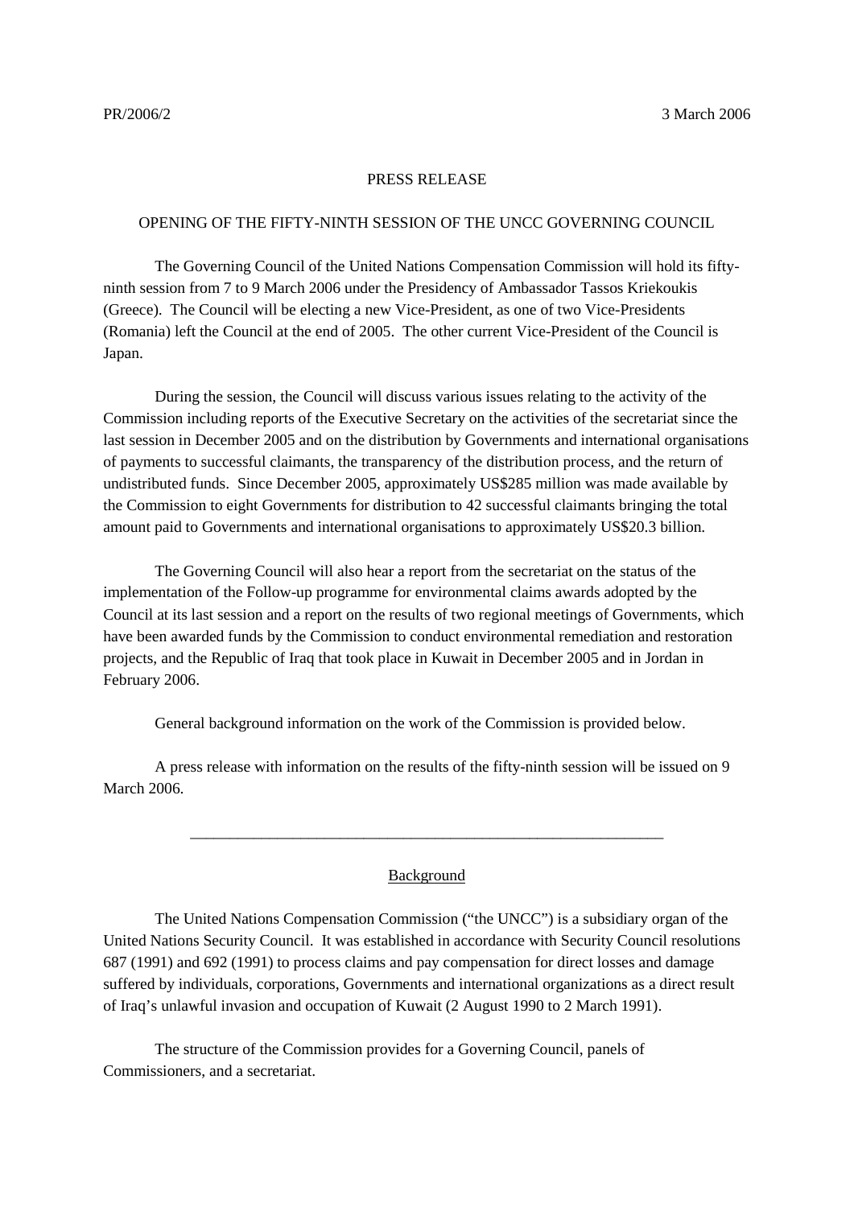PR/2006/2 3 March 2006

PRESS RELEASE

OPENING OF THE FIFTY-NINTH SESSION OF THE UNCC GOVERNING COUNCIL

The Governing Council of the United Nations Compensation Commission will hold its fifty-ninth session from 7 to 9 March 2006 under the Presidency of Ambassador Tassos Kriekoukis (Greece). The Council will be electing a new Vice-President, as one of two Vice-Presidents (Romania) left the Council at the end of 2005. The other current Vice-President of the Council is Japan.

During the session, the Council will discuss various issues relating to the activity of the Commission including reports of the Executive Secretary on the activities of the secretariat since the last session in December 2005 and on the distribution by Governments and international organisations of payments to successful claimants, the transparency of the distribution process, and the return of undistributed funds. Since December 2005, approximately US$285 million was made available by the Commission to eight Governments for distribution to 42 successful claimants bringing the total amount paid to Governments and international organisations to approximately US$20.3 billion.

The Governing Council will also hear a report from the secretariat on the status of the implementation of the Follow-up programme for environmental claims awards adopted by the Council at its last session and a report on the results of two regional meetings of Governments, which have been awarded funds by the Commission to conduct environmental remediation and restoration projects, and the Republic of Iraq that took place in Kuwait in December 2005 and in Jordan in February 2006.

General background information on the work of the Commission is provided below.

A press release with information on the results of the fifty-ninth session will be issued on 9 March 2006.

---

## Background

The United Nations Compensation Commission ("the UNCC") is a subsidiary organ of the United Nations Security Council. It was established in accordance with Security Council resolutions 687 (1991) and 692 (1991) to process claims and pay compensation for direct losses and damage suffered by individuals, corporations, Governments and international organizations as a direct result of Iraq's unlawful invasion and occupation of Kuwait (2 August 1990 to 2 March 1991).

The structure of the Commission provides for a Governing Council, panels of Commissioners, and a secretariat.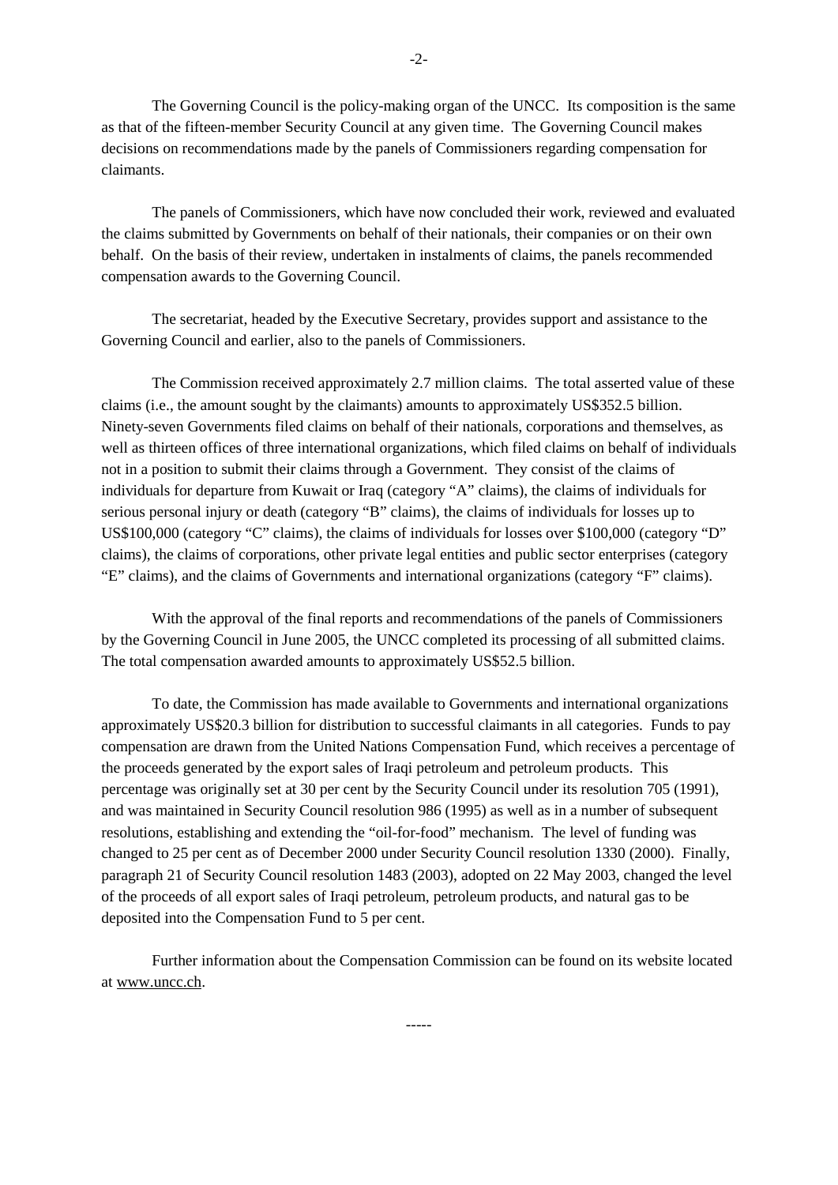The Governing Council is the policy-making organ of the UNCC. Its composition is the same as that of the fifteen-member Security Council at any given time. The Governing Council makes decisions on recommendations made by the panels of Commissioners regarding compensation for claimants.

The panels of Commissioners, which have now concluded their work, reviewed and evaluated the claims submitted by Governments on behalf of their nationals, their companies or on their own behalf. On the basis of their review, undertaken in instalments of claims, the panels recommended compensation awards to the Governing Council.

The secretariat, headed by the Executive Secretary, provides support and assistance to the Governing Council and earlier, also to the panels of Commissioners.

The Commission received approximately 2.7 million claims. The total asserted value of these claims (i.e., the amount sought by the claimants) amounts to approximately US$352.5 billion. Ninety-seven Governments filed claims on behalf of their nationals, corporations and themselves, as well as thirteen offices of three international organizations, which filed claims on behalf of individuals not in a position to submit their claims through a Government. They consist of the claims of individuals for departure from Kuwait or Iraq (category "A" claims), the claims of individuals for serious personal injury or death (category "B" claims), the claims of individuals for losses up to US$100,000 (category "C" claims), the claims of individuals for losses over $100,000 (category "D" claims), the claims of corporations, other private legal entities and public sector enterprises (category "E" claims), and the claims of Governments and international organizations (category "F" claims).

With the approval of the final reports and recommendations of the panels of Commissioners by the Governing Council in June 2005, the UNCC completed its processing of all submitted claims. The total compensation awarded amounts to approximately US$52.5 billion.

To date, the Commission has made available to Governments and international organizations approximately US$20.3 billion for distribution to successful claimants in all categories. Funds to pay compensation are drawn from the United Nations Compensation Fund, which receives a percentage of the proceeds generated by the export sales of Iraqi petroleum and petroleum products. This percentage was originally set at 30 per cent by the Security Council under its resolution 705 (1991), and was maintained in Security Council resolution 986 (1995) as well as in a number of subsequent resolutions, establishing and extending the "oil-for-food" mechanism. The level of funding was changed to 25 per cent as of December 2000 under Security Council resolution 1330 (2000). Finally, paragraph 21 of Security Council resolution 1483 (2003), adopted on 22 May 2003, changed the level of the proceeds of all export sales of Iraqi petroleum, petroleum products, and natural gas to be deposited into the Compensation Fund to 5 per cent.

Further information about the Compensation Commission can be found on its website located at www.uncc.ch.

-----